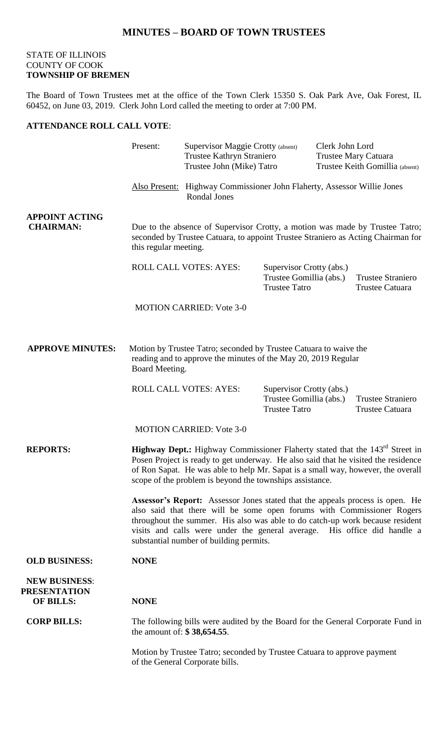# MINUTES – BOARD OF TOWN TRUSTEES

STATE OF ILLINOIS
COUNTY OF COOK
**TOWNSHIP OF BREMEN**

The Board of Town Trustees met at the office of the Town Clerk 15350 S. Oak Park Ave, Oak Forest, IL 60452, on June 03, 2019. Clerk John Lord called the meeting to order at 7:00 PM.

**ATTENDANCE ROLL CALL VOTE**:

| | | |
|---|---|---|
| Present: | Supervisor Maggie Crotty (absent) | Clerk John Lord |
| | Trustee Kathryn Straniero | Trustee Mary Catuara |
| | Trustee John (Mike) Tatro | Trustee Keith Gomillia (absent) |

Also Present: Highway Commissioner John Flaherty, Assessor Willie Jones Rondal Jones

**APPOINT ACTING CHAIRMAN:** Due to the absence of Supervisor Crotty, a motion was made by Trustee Tatro; seconded by Trustee Catuara, to appoint Trustee Straniero as Acting Chairman for this regular meeting.

| | | |
|---|---|---|
| ROLL CALL VOTES: AYES: | Supervisor Crotty (abs.) | |
| | Trustee Gomillia (abs.) | Trustee Straniero |
| | Trustee Tatro | Trustee Catuara |

MOTION CARRIED: Vote 3-0

**APPROVE MINUTES:** Motion by Trustee Tatro; seconded by Trustee Catuara to waive the reading and to approve the minutes of the May 20, 2019 Regular Board Meeting.

| | | |
|---|---|---|
| ROLL CALL VOTES: AYES: | Supervisor Crotty (abs.) | |
| | Trustee Gomillia (abs.) | Trustee Straniero |
| | Trustee Tatro | Trustee Catuara |

MOTION CARRIED: Vote 3-0

**REPORTS:**

**Highway Dept.:** Highway Commissioner Flaherty stated that the 143rd Street in Posen Project is ready to get underway. He also said that he visited the residence of Ron Sapat. He was able to help Mr. Sapat is a small way, however, the overall scope of the problem is beyond the townships assistance.

**Assessor's Report:** Assessor Jones stated that the appeals process is open. He also said that there will be some open forums with Commissioner Rogers throughout the summer. His also was able to do catch-up work because resident visits and calls were under the general average. His office did handle a substantial number of building permits.

**OLD BUSINESS:** **NONE**

**NEW BUSINESS: PRESENTATION OF BILLS:** **NONE**

**CORP BILLS:** The following bills were audited by the Board for the General Corporate Fund in the amount of: **$ 38,654.55**.

Motion by Trustee Tatro; seconded by Trustee Catuara to approve payment of the General Corporate bills.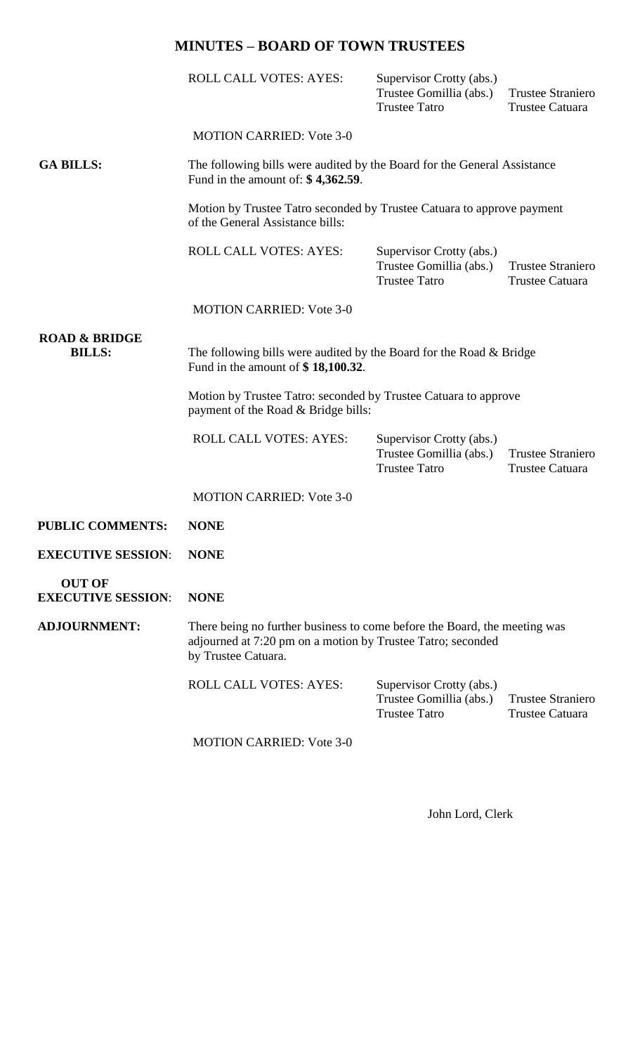# MINUTES – BOARD OF TOWN TRUSTEES

| | | | |
|---|---|---|---|
| | ROLL CALL VOTES: AYES: | Supervisor Crotty (abs.)<br>Trustee Gomillia (abs.)<br>Trustee Tatro | <br>Trustee Straniero<br>Trustee Catuara |

MOTION CARRIED: Vote 3-0

**GA BILLS:** The following bills were audited by the Board for the General Assistance Fund in the amount of: **$ 4,362.59**.

Motion by Trustee Tatro seconded by Trustee Catuara to approve payment of the General Assistance bills:

| | | | |
|---|---|---|---|
| | ROLL CALL VOTES: AYES: | Supervisor Crotty (abs.)<br>Trustee Gomillia (abs.)<br>Trustee Tatro | <br>Trustee Straniero<br>Trustee Catuara |

MOTION CARRIED: Vote 3-0

**ROAD & BRIDGE BILLS:** The following bills were audited by the Board for the Road & Bridge Fund in the amount of **$ 18,100.32**.

Motion by Trustee Tatro: seconded by Trustee Catuara to approve payment of the Road & Bridge bills:

| | | | |
|---|---|---|---|
| | ROLL CALL VOTES: AYES: | Supervisor Crotty (abs.)<br>Trustee Gomillia (abs.)<br>Trustee Tatro | <br>Trustee Straniero<br>Trustee Catuara |

MOTION CARRIED: Vote 3-0

**PUBLIC COMMENTS:** **NONE**

**EXECUTIVE SESSION:** **NONE**

**OUT OF EXECUTIVE SESSION:** **NONE**

**ADJOURNMENT:** There being no further business to come before the Board, the meeting was adjourned at 7:20 pm on a motion by Trustee Tatro; seconded by Trustee Catuara.

| | | | |
|---|---|---|---|
| | ROLL CALL VOTES: AYES: | Supervisor Crotty (abs.)<br>Trustee Gomillia (abs.)<br>Trustee Tatro | <br>Trustee Straniero<br>Trustee Catuara |

MOTION CARRIED: Vote 3-0

John Lord, Clerk